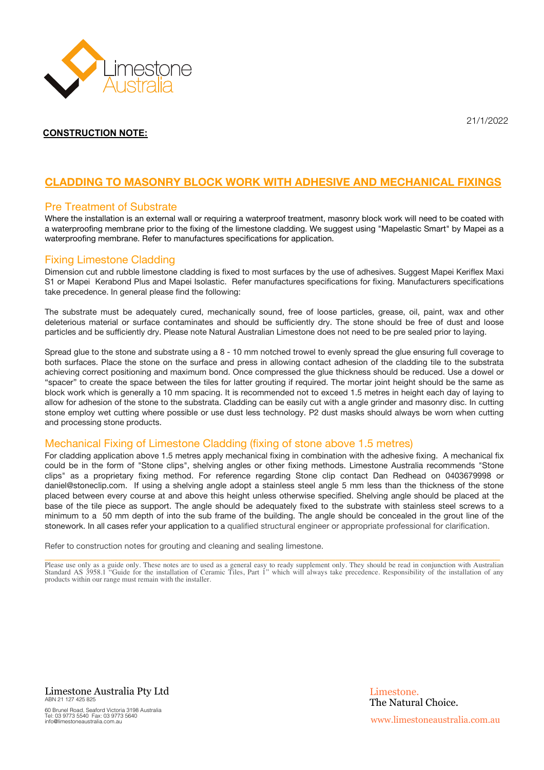Limestone Australia

21/1/2022

**CONSTRUCTION NOTE:**

# CLADDING TO MASONRY BLOCK WORK WITH ADHESIVE AND MECHANICAL FIXINGS

## Pre Treatment of Substrate

Where the installation is an external wall or requiring a waterproof treatment, masonry block work will need to be coated with a waterproofing membrane prior to the fixing of the limestone cladding. We suggest using "Mapelastic Smart" by Mapei as a waterproofing membrane. Refer to manufactures specifications for application.

## Fixing Limestone Cladding

Dimension cut and rubble limestone cladding is fixed to most surfaces by the use of adhesives. Suggest Mapei Keriflex Maxi S1 or Mapei Kerabond Plus and Mapei Isolastic. Refer manufactures specifications for fixing. Manufacturers specifications take precedence. In general please find the following:

The substrate must be adequately cured, mechanically sound, free of loose particles, grease, oil, paint, wax and other deleterious material or surface contaminates and should be sufficiently dry. The stone should be free of dust and loose particles and be sufficiently dry. Please note Natural Australian Limestone does not need to be pre sealed prior to laying.

Spread glue to the stone and substrate using a 8 - 10 mm notched trowel to evenly spread the glue ensuring full coverage to both surfaces. Place the stone on the surface and press in allowing contact adhesion of the cladding tile to the substrata achieving correct positioning and maximum bond. Once compressed the glue thickness should be reduced. Use a dowel or "spacer" to create the space between the tiles for latter grouting if required. The mortar joint height should be the same as block work which is generally a 10 mm spacing. It is recommended not to exceed 1.5 metres in height each day of laying to allow for adhesion of the stone to the substrata. Cladding can be easily cut with a angle grinder and masonry disc. In cutting stone employ wet cutting where possible or use dust less technology. P2 dust masks should always be worn when cutting and processing stone products.

## Mechanical Fixing of Limestone Cladding (fixing of stone above 1.5 metres)

For cladding application above 1.5 metres apply mechanical fixing in combination with the adhesive fixing. A mechanical fix could be in the form of "Stone clips", shelving angles or other fixing methods. Limestone Australia recommends "Stone clips" as a proprietary fixing method. For reference regarding Stone clip contact Dan Redhead on 0403679998 or daniel@stoneclip.com. If using a shelving angle adopt a stainless steel angle 5 mm less than the thickness of the stone placed between every course at and above this height unless otherwise specified. Shelving angle should be placed at the base of the tile piece as support. The angle should be adequately fixed to the substrate with stainless steel screws to a minimum to a 50 mm depth of into the sub frame of the building. The angle should be concealed in the grout line of the stonework. In all cases refer your application to a qualified structural engineer or appropriate professional for clarification.

Refer to construction notes for grouting and cleaning and sealing limestone.

---

Please use only as a guide only. These notes are to used as a general easy to ready supplement only. They should be read in conjunction with Australian Standard AS 3958.1 "Guide for the installation of Ceramic Tiles, Part 1" which will always take precedence. Responsibility of the installation of any products within our range must remain with the installer.

Limestone Australia Pty Ltd
ABN 21 127 425 825

60 Brunel Road, Seaford Victoria 3198 Australia
Tel: 03 9773 5540 Fax: 03 9773 5640
info@limestoneaustralia.com.au

Limestone.
The Natural Choice.

www.limestoneaustralia.com.au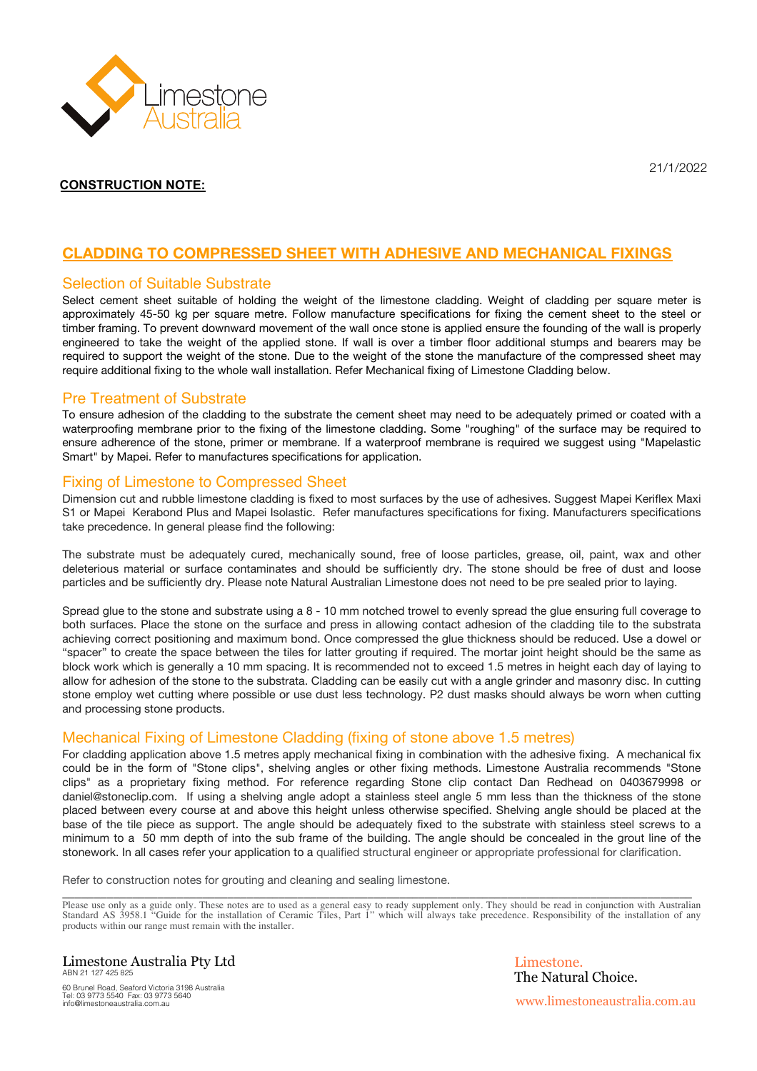Limestone Australia

21/1/2022

**CONSTRUCTION NOTE:**

## CLADDING TO COMPRESSED SHEET WITH ADHESIVE AND MECHANICAL FIXINGS

### Selection of Suitable Substrate

Select cement sheet suitable of holding the weight of the limestone cladding. Weight of cladding per square meter is approximately 45-50 kg per square metre. Follow manufacture specifications for fixing the cement sheet to the steel or timber framing. To prevent downward movement of the wall once stone is applied ensure the founding of the wall is properly engineered to take the weight of the applied stone. If wall is over a timber floor additional stumps and bearers may be required to support the weight of the stone. Due to the weight of the stone the manufacture of the compressed sheet may require additional fixing to the whole wall installation. Refer Mechanical fixing of Limestone Cladding below.

### Pre Treatment of Substrate

To ensure adhesion of the cladding to the substrate the cement sheet may need to be adequately primed or coated with a waterproofing membrane prior to the fixing of the limestone cladding. Some "roughing" of the surface may be required to ensure adherence of the stone, primer or membrane. If a waterproof membrane is required we suggest using "Mapelastic Smart" by Mapei. Refer to manufactures specifications for application.

### Fixing of Limestone to Compressed Sheet

Dimension cut and rubble limestone cladding is fixed to most surfaces by the use of adhesives. Suggest Mapei Keriflex Maxi S1 or Mapei Kerabond Plus and Mapei Isolastic. Refer manufactures specifications for fixing. Manufacturers specifications take precedence. In general please find the following:

The substrate must be adequately cured, mechanically sound, free of loose particles, grease, oil, paint, wax and other deleterious material or surface contaminates and should be sufficiently dry. The stone should be free of dust and loose particles and be sufficiently dry. Please note Natural Australian Limestone does not need to be pre sealed prior to laying.

Spread glue to the stone and substrate using a 8 - 10 mm notched trowel to evenly spread the glue ensuring full coverage to both surfaces. Place the stone on the surface and press in allowing contact adhesion of the cladding tile to the substrata achieving correct positioning and maximum bond. Once compressed the glue thickness should be reduced. Use a dowel or "spacer" to create the space between the tiles for latter grouting if required. The mortar joint height should be the same as block work which is generally a 10 mm spacing. It is recommended not to exceed 1.5 metres in height each day of laying to allow for adhesion of the stone to the substrata. Cladding can be easily cut with a angle grinder and masonry disc. In cutting stone employ wet cutting where possible or use dust less technology. P2 dust masks should always be worn when cutting and processing stone products.

### Mechanical Fixing of Limestone Cladding (fixing of stone above 1.5 metres)

For cladding application above 1.5 metres apply mechanical fixing in combination with the adhesive fixing. A mechanical fix could be in the form of "Stone clips", shelving angles or other fixing methods. Limestone Australia recommends "Stone clips" as a proprietary fixing method. For reference regarding Stone clip contact Dan Redhead on 0403679998 or daniel@stoneclip.com. If using a shelving angle adopt a stainless steel angle 5 mm less than the thickness of the stone placed between every course at and above this height unless otherwise specified. Shelving angle should be placed at the base of the tile piece as support. The angle should be adequately fixed to the substrate with stainless steel screws to a minimum to a 50 mm depth of into the sub frame of the building. The angle should be concealed in the grout line of the stonework. In all cases refer your application to a qualified structural engineer or appropriate professional for clarification.

Refer to construction notes for grouting and cleaning and sealing limestone.

---

Please use only as a guide only. These notes are to used as a general easy to ready supplement only. They should be read in conjunction with Australian Standard AS 3958.1 "Guide for the installation of Ceramic Tiles, Part 1" which will always take precedence. Responsibility of the installation of any products within our range must remain with the installer.

Limestone Australia Pty Ltd
ABN 21 127 425 825

60 Brunel Road, Seaford Victoria 3198 Australia
Tel: 03 9773 5540 Fax: 03 9773 5640
info@limestoneaustralia.com.au

Limestone.
The Natural Choice.

www.limestoneaustralia.com.au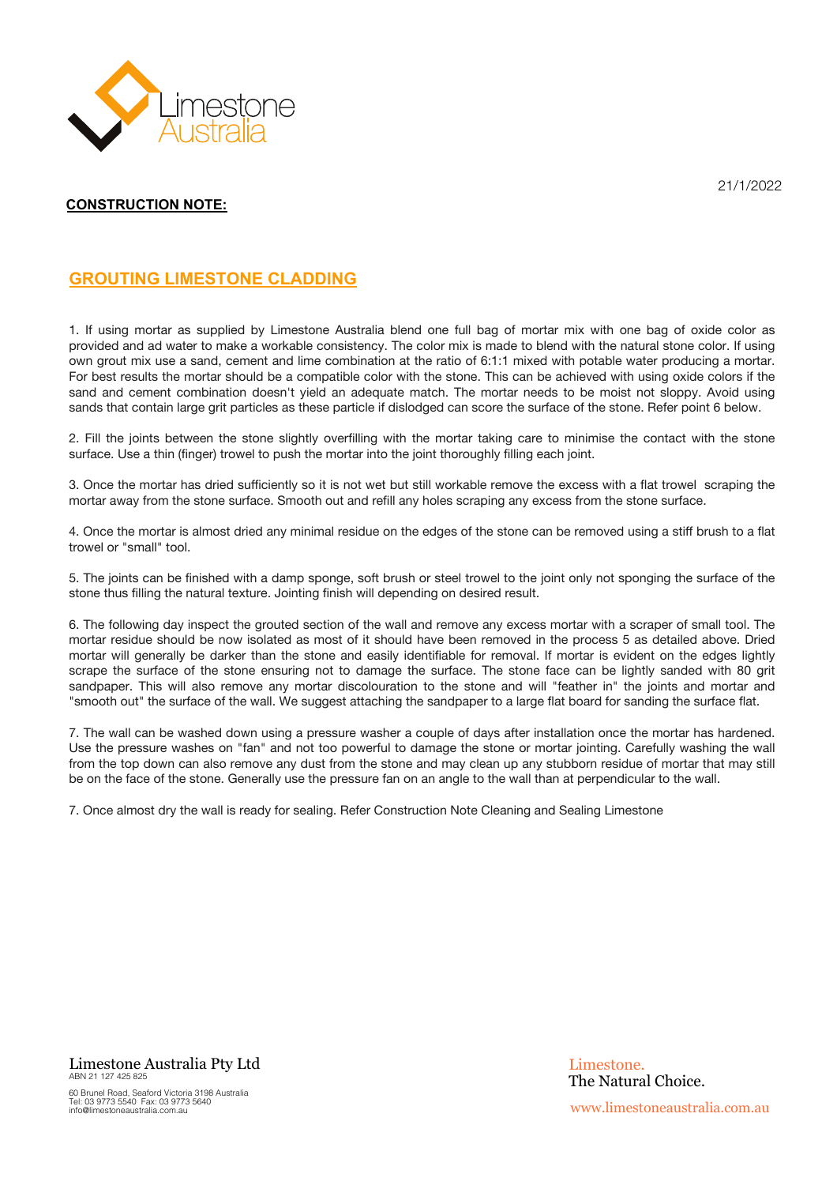21/1/2022

**CONSTRUCTION NOTE:**

## GROUTING LIMESTONE CLADDING

1. If using mortar as supplied by Limestone Australia blend one full bag of mortar mix with one bag of oxide color as provided and ad water to make a workable consistency. The color mix is made to blend with the natural stone color. If using own grout mix use a sand, cement and lime combination at the ratio of 6:1:1 mixed with potable water producing a mortar. For best results the mortar should be a compatible color with the stone. This can be achieved with using oxide colors if the sand and cement combination doesn't yield an adequate match. The mortar needs to be moist not sloppy. Avoid using sands that contain large grit particles as these particle if dislodged can score the surface of the stone. Refer point 6 below.

2. Fill the joints between the stone slightly overfilling with the mortar taking care to minimise the contact with the stone surface. Use a thin (finger) trowel to push the mortar into the joint thoroughly filling each joint.

3. Once the mortar has dried sufficiently so it is not wet but still workable remove the excess with a flat trowel scraping the mortar away from the stone surface. Smooth out and refill any holes scraping any excess from the stone surface.

4. Once the mortar is almost dried any minimal residue on the edges of the stone can be removed using a stiff brush to a flat trowel or "small" tool.

5. The joints can be finished with a damp sponge, soft brush or steel trowel to the joint only not sponging the surface of the stone thus filling the natural texture. Jointing finish will depending on desired result.

6. The following day inspect the grouted section of the wall and remove any excess mortar with a scraper of small tool. The mortar residue should be now isolated as most of it should have been removed in the process 5 as detailed above. Dried mortar will generally be darker than the stone and easily identifiable for removal. If mortar is evident on the edges lightly scrape the surface of the stone ensuring not to damage the surface. The stone face can be lightly sanded with 80 grit sandpaper. This will also remove any mortar discolouration to the stone and will "feather in" the joints and mortar and "smooth out" the surface of the wall. We suggest attaching the sandpaper to a large flat board for sanding the surface flat.

7. The wall can be washed down using a pressure washer a couple of days after installation once the mortar has hardened. Use the pressure washes on "fan" and not too powerful to damage the stone or mortar jointing. Carefully washing the wall from the top down can also remove any dust from the stone and may clean up any stubborn residue of mortar that may still be on the face of the stone. Generally use the pressure fan on an angle to the wall than at perpendicular to the wall.

7. Once almost dry the wall is ready for sealing. Refer Construction Note Cleaning and Sealing Limestone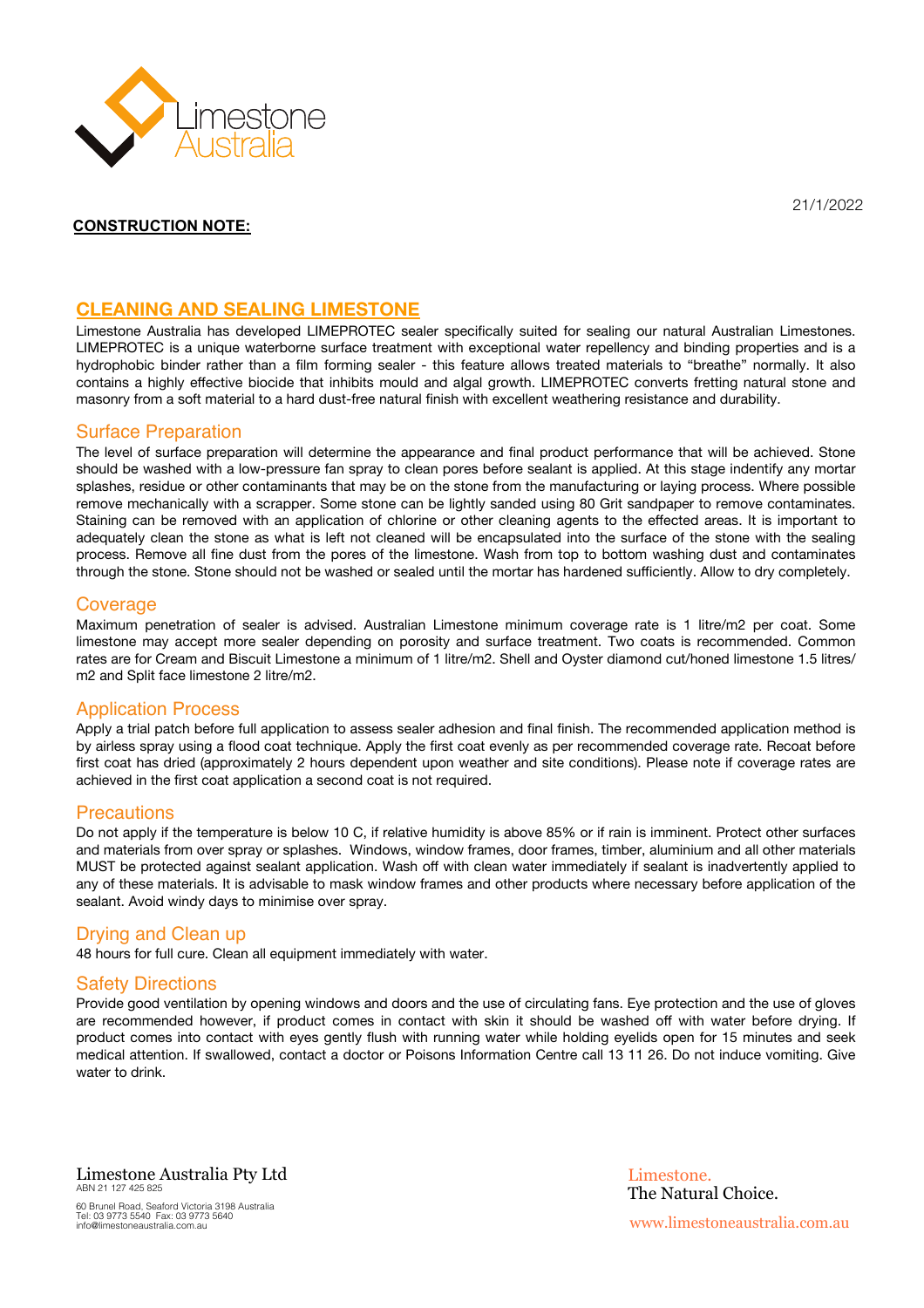21/1/2022

**CONSTRUCTION NOTE:**

## CLEANING AND SEALING LIMESTONE

Limestone Australia has developed LIMEPROTEC sealer specifically suited for sealing our natural Australian Limestones. LIMEPROTEC is a unique waterborne surface treatment with exceptional water repellency and binding properties and is a hydrophobic binder rather than a film forming sealer - this feature allows treated materials to "breathe" normally. It also contains a highly effective biocide that inhibits mould and algal growth. LIMEPROTEC converts fretting natural stone and masonry from a soft material to a hard dust-free natural finish with excellent weathering resistance and durability.

### Surface Preparation

The level of surface preparation will determine the appearance and final product performance that will be achieved. Stone should be washed with a low-pressure fan spray to clean pores before sealant is applied. At this stage indentify any mortar splashes, residue or other contaminants that may be on the stone from the manufacturing or laying process. Where possible remove mechanically with a scrapper. Some stone can be lightly sanded using 80 Grit sandpaper to remove contaminates. Staining can be removed with an application of chlorine or other cleaning agents to the effected areas. It is important to adequately clean the stone as what is left not cleaned will be encapsulated into the surface of the stone with the sealing process. Remove all fine dust from the pores of the limestone. Wash from top to bottom washing dust and contaminates through the stone. Stone should not be washed or sealed until the mortar has hardened sufficiently. Allow to dry completely.

### Coverage

Maximum penetration of sealer is advised. Australian Limestone minimum coverage rate is 1 litre/m2 per coat. Some limestone may accept more sealer depending on porosity and surface treatment. Two coats is recommended. Common rates are for Cream and Biscuit Limestone a minimum of 1 litre/m2. Shell and Oyster diamond cut/honed limestone 1.5 litres/ m2 and Split face limestone 2 litre/m2.

### Application Process

Apply a trial patch before full application to assess sealer adhesion and final finish. The recommended application method is by airless spray using a flood coat technique. Apply the first coat evenly as per recommended coverage rate. Recoat before first coat has dried (approximately 2 hours dependent upon weather and site conditions). Please note if coverage rates are achieved in the first coat application a second coat is not required.

### Precautions

Do not apply if the temperature is below 10 C, if relative humidity is above 85% or if rain is imminent. Protect other surfaces and materials from over spray or splashes. Windows, window frames, door frames, timber, aluminium and all other materials MUST be protected against sealant application. Wash off with clean water immediately if sealant is inadvertently applied to any of these materials. It is advisable to mask window frames and other products where necessary before application of the sealant. Avoid windy days to minimise over spray.

### Drying and Clean up

48 hours for full cure. Clean all equipment immediately with water.

### Safety Directions

Provide good ventilation by opening windows and doors and the use of circulating fans. Eye protection and the use of gloves are recommended however, if product comes in contact with skin it should be washed off with water before drying. If product comes into contact with eyes gently flush with running water while holding eyelids open for 15 minutes and seek medical attention. If swallowed, contact a doctor or Poisons Information Centre call 13 11 26. Do not induce vomiting. Give water to drink.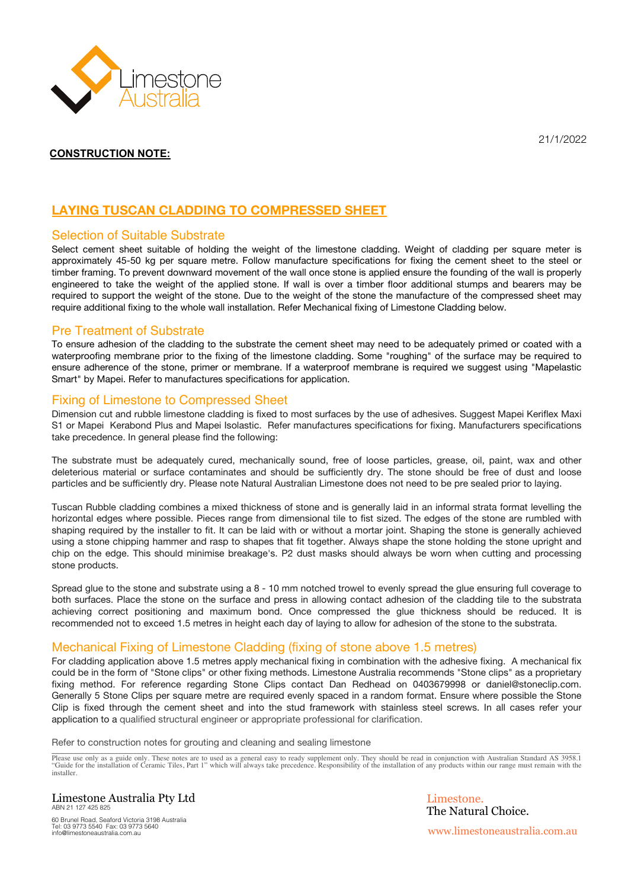Limestone Australia

21/1/2022

**CONSTRUCTION NOTE:**

# LAYING TUSCAN CLADDING TO COMPRESSED SHEET

## Selection of Suitable Substrate

Select cement sheet suitable of holding the weight of the limestone cladding. Weight of cladding per square meter is approximately 45-50 kg per square metre. Follow manufacture specifications for fixing the cement sheet to the steel or timber framing. To prevent downward movement of the wall once stone is applied ensure the founding of the wall is properly engineered to take the weight of the applied stone. If wall is over a timber floor additional stumps and bearers may be required to support the weight of the stone. Due to the weight of the stone the manufacture of the compressed sheet may require additional fixing to the whole wall installation. Refer Mechanical fixing of Limestone Cladding below.

## Pre Treatment of Substrate

To ensure adhesion of the cladding to the substrate the cement sheet may need to be adequately primed or coated with a waterproofing membrane prior to the fixing of the limestone cladding. Some "roughing" of the surface may be required to ensure adherence of the stone, primer or membrane. If a waterproof membrane is required we suggest using "Mapelastic Smart" by Mapei. Refer to manufactures specifications for application.

## Fixing of Limestone to Compressed Sheet

Dimension cut and rubble limestone cladding is fixed to most surfaces by the use of adhesives. Suggest Mapei Keriflex Maxi S1 or Mapei Kerabond Plus and Mapei Isolastic. Refer manufactures specifications for fixing. Manufacturers specifications take precedence. In general please find the following:

The substrate must be adequately cured, mechanically sound, free of loose particles, grease, oil, paint, wax and other deleterious material or surface contaminates and should be sufficiently dry. The stone should be free of dust and loose particles and be sufficiently dry. Please note Natural Australian Limestone does not need to be pre sealed prior to laying.

Tuscan Rubble cladding combines a mixed thickness of stone and is generally laid in an informal strata format levelling the horizontal edges where possible. Pieces range from dimensional tile to fist sized. The edges of the stone are rumbled with shaping required by the installer to fit. It can be laid with or without a mortar joint. Shaping the stone is generally achieved using a stone chipping hammer and rasp to shapes that fit together. Always shape the stone holding the stone upright and chip on the edge. This should minimise breakage's. P2 dust masks should always be worn when cutting and processing stone products.

Spread glue to the stone and substrate using a 8 - 10 mm notched trowel to evenly spread the glue ensuring full coverage to both surfaces. Place the stone on the surface and press in allowing contact adhesion of the cladding tile to the substrata achieving correct positioning and maximum bond. Once compressed the glue thickness should be reduced. It is recommended not to exceed 1.5 metres in height each day of laying to allow for adhesion of the stone to the substrata.

## Mechanical Fixing of Limestone Cladding (fixing of stone above 1.5 metres)

For cladding application above 1.5 metres apply mechanical fixing in combination with the adhesive fixing. A mechanical fix could be in the form of "Stone clips" or other fixing methods. Limestone Australia recommends "Stone clips" as a proprietary fixing method. For reference regarding Stone Clips contact Dan Redhead on 0403679998 or daniel@stoneclip.com. Generally 5 Stone Clips per square metre are required evenly spaced in a random format. Ensure where possible the Stone Clip is fixed through the cement sheet and into the stud framework with stainless steel screws. In all cases refer your application to a qualified structural engineer or appropriate professional for clarification.

Refer to construction notes for grouting and cleaning and sealing limestone

Please use only as a guide only. These notes are to used as a general easy to ready supplement only. They should be read in conjunction with Australian Standard AS 3958.1 "Guide for the installation of Ceramic Tiles, Part 1" which will always take precedence. Responsibility of the installation of any products within our range must remain with the installer.

Limestone Australia Pty Ltd
ABN 21 127 425 825

60 Brunel Road, Seaford Victoria 3198 Australia
Tel: 03 9773 5540 Fax: 03 9773 5640
info@limestoneaustralia.com.au

Limestone.
The Natural Choice.

www.limestoneaustralia.com.au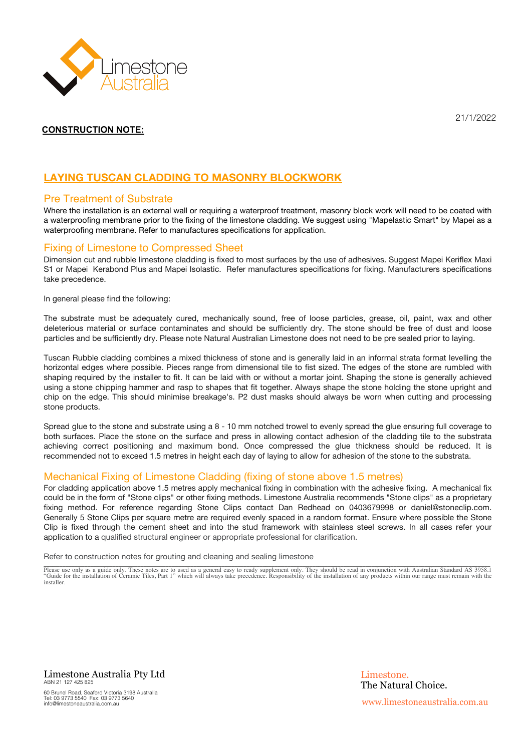21/1/2022

**CONSTRUCTION NOTE:**

# LAYING TUSCAN CLADDING TO MASONRY BLOCKWORK

## Pre Treatment of Substrate

Where the installation is an external wall or requiring a waterproof treatment, masonry block work will need to be coated with a waterproofing membrane prior to the fixing of the limestone cladding. We suggest using "Mapelastic Smart" by Mapei as a waterproofing membrane. Refer to manufactures specifications for application.

## Fixing of Limestone to Compressed Sheet

Dimension cut and rubble limestone cladding is fixed to most surfaces by the use of adhesives. Suggest Mapei Keriflex Maxi S1 or Mapei Kerabond Plus and Mapei Isolastic. Refer manufactures specifications for fixing. Manufacturers specifications take precedence.

In general please find the following:

The substrate must be adequately cured, mechanically sound, free of loose particles, grease, oil, paint, wax and other deleterious material or surface contaminates and should be sufficiently dry. The stone should be free of dust and loose particles and be sufficiently dry. Please note Natural Australian Limestone does not need to be pre sealed prior to laying.

Tuscan Rubble cladding combines a mixed thickness of stone and is generally laid in an informal strata format levelling the horizontal edges where possible. Pieces range from dimensional tile to fist sized. The edges of the stone are rumbled with shaping required by the installer to fit. It can be laid with or without a mortar joint. Shaping the stone is generally achieved using a stone chipping hammer and rasp to shapes that fit together. Always shape the stone holding the stone upright and chip on the edge. This should minimise breakage's. P2 dust masks should always be worn when cutting and processing stone products.

Spread glue to the stone and substrate using a 8 - 10 mm notched trowel to evenly spread the glue ensuring full coverage to both surfaces. Place the stone on the surface and press in allowing contact adhesion of the cladding tile to the substrata achieving correct positioning and maximum bond. Once compressed the glue thickness should be reduced. It is recommended not to exceed 1.5 metres in height each day of laying to allow for adhesion of the stone to the substrata.

## Mechanical Fixing of Limestone Cladding (fixing of stone above 1.5 metres)

For cladding application above 1.5 metres apply mechanical fixing in combination with the adhesive fixing. A mechanical fix could be in the form of "Stone clips" or other fixing methods. Limestone Australia recommends "Stone clips" as a proprietary fixing method. For reference regarding Stone Clips contact Dan Redhead on 0403679998 or daniel@stoneclip.com. Generally 5 Stone Clips per square metre are required evenly spaced in a random format. Ensure where possible the Stone Clip is fixed through the cement sheet and into the stud framework with stainless steel screws. In all cases refer your application to a qualified structural engineer or appropriate professional for clarification.

Refer to construction notes for grouting and cleaning and sealing limestone

Please use only as a guide only. These notes are to used as a general easy to ready supplement only. They should be read in conjunction with Australian Standard AS 3958.1 "Guide for the installation of Ceramic Tiles, Part 1" which will always take precedence. Responsibility of the installation of any products within our range must remain with the installer.

Limestone Australia Pty Ltd
ABN 21 127 425 825

60 Brunel Road, Seaford Victoria 3198 Australia
Tel: 03 9773 5540 Fax: 03 9773 5640
info@limestoneaustralia.com.au

Limestone.
The Natural Choice.

www.limestoneaustralia.com.au